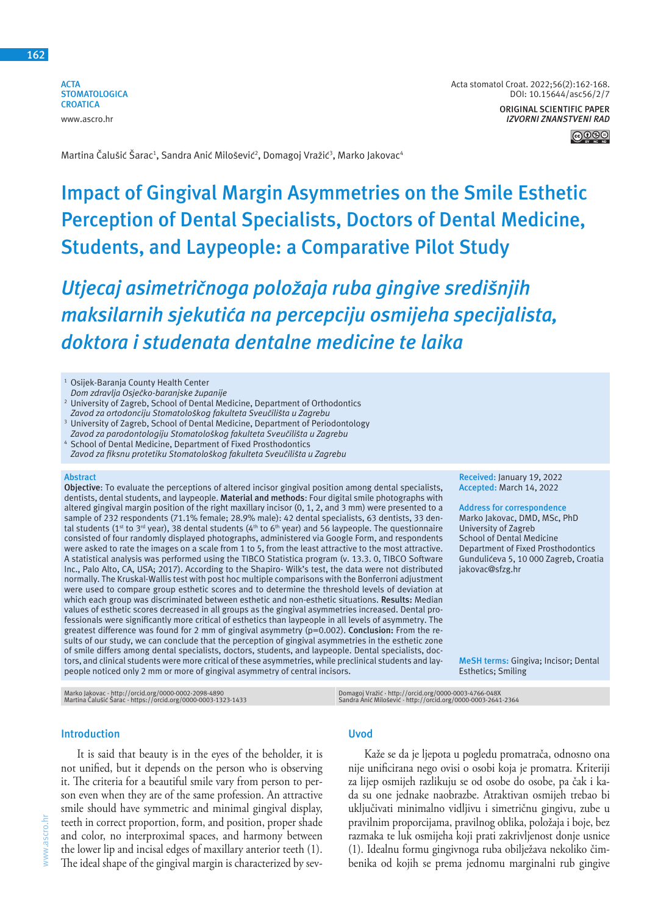ACTA STOMATOLOGICA CROATICA
www.ascro.hr

Acta stomatol Croat. 2022;56(2):162-168.
DOI: 10.15644/asc56/2/7

ORIGINAL SCIENTIFIC PAPER
*IZVORNI ZNANSTVENI RAD*

Martina Čalušić Šarac[1], Sandra Anić Milošević[2], Domagoj Vražić[3], Marko Jakovac[4]

# Impact of Gingival Margin Asymmetries on the Smile Esthetic Perception of Dental Specialists, Doctors of Dental Medicine, Students, and Laypeople: a Comparative Pilot Study

# *Utjecaj asimetričnoga položaja ruba gingive središnjih maksilarnih sjekutića na percepciju osmijeha specijalista, doktora i studenata dentalne medicine te laika*

[1] Osijek-Baranja County Health Center
*Dom zdravlja Osječko-baranjske županije*
[2] University of Zagreb, School of Dental Medicine, Department of Orthodontics
*Zavod za ortodonciju Stomatološkog fakulteta Sveučilišta u Zagrebu*
[3] University of Zagreb, School of Dental Medicine, Department of Periodontology
*Zavod za parodontologiju Stomatološkog fakulteta Sveučilišta u Zagrebu*
[4] School of Dental Medicine, Department of Fixed Prosthodontics
*Zavod za fiksnu protetiku Stomatološkog fakulteta Sveučilišta u Zagrebu*

## Abstract

**Objective**: To evaluate the perceptions of altered incisor gingival position among dental specialists, dentists, dental students, and laypeople. **Material and methods**: Four digital smile photographs with altered gingival margin position of the right maxillary incisor (0, 1, 2, and 3 mm) were presented to a sample of 232 respondents (71.1% female; 28.9% male): 42 dental specialists, 63 dentists, 33 dental students (1st to 3rd year), 38 dental students (4th to 6th year) and 56 laypeople. The questionnaire consisted of four randomly displayed photographs, administered via Google Form, and respondents were asked to rate the images on a scale from 1 to 5, from the least attractive to the most attractive. A statistical analysis was performed using the TIBCO Statistica program (v. 13.3. 0, TIBCO Software Inc., Palo Alto, CA, USA; 2017). According to the Shapiro- Wilk's test, the data were not distributed normally. The Kruskal-Wallis test with post hoc multiple comparisons with the Bonferroni adjustment were used to compare group esthetic scores and to determine the threshold levels of deviation at which each group was discriminated between esthetic and non-esthetic situations. **Results:** Median values of esthetic scores decreased in all groups as the gingival asymmetries increased. Dental professionals were significantly more critical of esthetic situations than laypeople in all levels of asymmetry. The greatest difference was found for 2 mm of gingival asymmetry ($p=0.002$). **Conclusion:** From the results of our study, we can conclude that the perception of gingival asymmetries in the esthetic zone of smile differs among dental specialists, doctors, students, and laypeople. Dental specialists, doctors, and clinical students were more critical of these asymmetries, while preclinical students and laypeople noticed only 2 mm or more of gingival asymmetry of central incisors.

**Received:** January 19, 2022
**Accepted:** March 14, 2022

**Address for correspondence**
Marko Jakovac, DMD, MSc, PhD
University of Zagreb
School of Dental Medicine
Department of Fixed Prosthodontics
Gundulićeva 5, 10 000 Zagreb, Croatia
jakovac@sfzg.hr

**MeSH terms:** Gingiva; Incisor; Dental Esthetics; Smiling

Marko Jakovac - http://orcid.org/0000-0002-2098-4890
Martina Čalušić Šarac - https://orcid.org/0000-0003-1323-1433
Domagoj Vražić - http://orcid.org/0000-0003-4766-048X
Sandra Anić Milošević - http://orcid.org/0000-0003-2641-2364

## Introduction

It is said that beauty is in the eyes of the beholder, it is not unified, but it depends on the person who is observing it. The criteria for a beautiful smile vary from person to person even when they are of the same profession. An attractive smile should have symmetric and minimal gingival display, teeth in correct proportion, form, and position, proper shade and color, no interproximal spaces, and harmony between the lower lip and incisal edges of maxillary anterior teeth (1). The ideal shape of the gingival margin is characterized by sev-

## Uvod

Kaže se da je ljepota u pogledu promatrača, odnosno ona nije unificirana nego ovisi o osobi koja je promatra. Kriteriji za lijep osmijeh razlikuju se od osobe do osobe, pa čak i kada su one jednake naobrazbe. Atraktivan osmijeh trebao bi uključivati minimalno vidljivu i simetričnu gingivu, zube u pravilnim proporcijama, pravilnog oblika, položaja i boje, bez razmaka te luk osmijeha koji prati zakrivljenost donje usnice (1). Idealnu formu gingivnoga ruba obilježava nekoliko čimbenika od kojih se prema jednomu marginalni rub gingive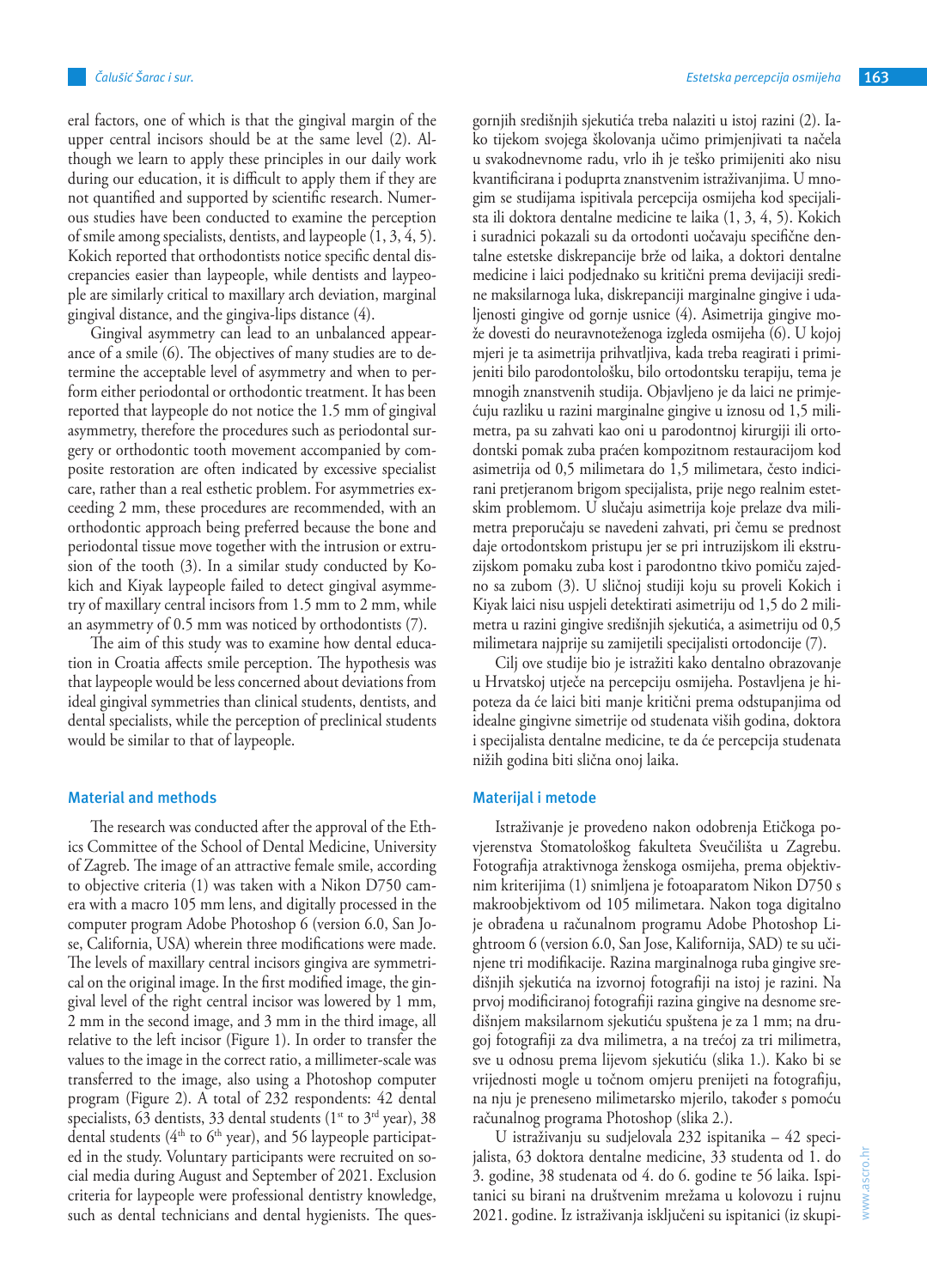eral factors, one of which is that the gingival margin of the upper central incisors should be at the same level (2). Although we learn to apply these principles in our daily work during our education, it is difficult to apply them if they are not quantified and supported by scientific research. Numerous studies have been conducted to examine the perception of smile among specialists, dentists, and laypeople (1, 3, 4, 5). Kokich reported that orthodontists notice specific dental discrepancies easier than laypeople, while dentists and laypeople are similarly critical to maxillary arch deviation, marginal gingival distance, and the gingiva-lips distance (4).

Gingival asymmetry can lead to an unbalanced appearance of a smile (6). The objectives of many studies are to determine the acceptable level of asymmetry and when to perform either periodontal or orthodontic treatment. It has been reported that laypeople do not notice the 1.5 mm of gingival asymmetry, therefore the procedures such as periodontal surgery or orthodontic tooth movement accompanied by composite restoration are often indicated by excessive specialist care, rather than a real esthetic problem. For asymmetries exceeding 2 mm, these procedures are recommended, with an orthodontic approach being preferred because the bone and periodontal tissue move together with the intrusion or extrusion of the tooth (3). In a similar study conducted by Kokich and Kiyak laypeople failed to detect gingival asymmetry of maxillary central incisors from 1.5 mm to 2 mm, while an asymmetry of 0.5 mm was noticed by orthodontists (7).

The aim of this study was to examine how dental education in Croatia affects smile perception. The hypothesis was that laypeople would be less concerned about deviations from ideal gingival symmetries than clinical students, dentists, and dental specialists, while the perception of preclinical students would be similar to that of laypeople.

## Material and methods

The research was conducted after the approval of the Ethics Committee of the School of Dental Medicine, University of Zagreb. The image of an attractive female smile, according to objective criteria (1) was taken with a Nikon D750 camera with a macro 105 mm lens, and digitally processed in the computer program Adobe Photoshop 6 (version 6.0, San Jose, California, USA) wherein three modifications were made. The levels of maxillary central incisors gingiva are symmetrical on the original image. In the first modified image, the gingival level of the right central incisor was lowered by 1 mm, 2 mm in the second image, and 3 mm in the third image, all relative to the left incisor (Figure 1). In order to transfer the values to the image in the correct ratio, a millimeter-scale was transferred to the image, also using a Photoshop computer program (Figure 2). A total of 232 respondents: 42 dental specialists, 63 dentists, 33 dental students (1st to 3rd year), 38 dental students (4th to 6th year), and 56 laypeople participated in the study. Voluntary participants were recruited on social media during August and September of 2021. Exclusion criteria for laypeople were professional dentistry knowledge, such as dental technicians and dental hygienists. The ques-

gornjih središnjih sjekutića treba nalaziti u istoj razini (2). Iako tijekom svojega školovanja učimo primjenjivati ta načela u svakodnevnome radu, vrlo ih je teško primijeniti ako nisu kvantificirana i poduprta znanstvenim istraživanjima. U mnogim se studijama ispitivala percepcija osmijeha kod specijalista ili doktora dentalne medicine te laika (1, 3, 4, 5). Kokich i suradnici pokazali su da ortodonti uočavaju specifične dentalne estetske diskrepancije brže od laika, a doktori dentalne medicine i laici podjednako su kritični prema devijaciji središnje maksilarnoga luka, diskrepanciji marginalne gingive i udaljenosti gingive od gornje usnice (4). Asimetrija gingive može dovesti do neuravnoteženoga izgleda osmijeha (6). U kojoj mjeri je ta asimetrija prihvatljiva, kada treba reagirati i primijeniti bilo parodontološku, bilo ortodontsku terapiju, tema je mnogih znanstvenih studija. Objavljeno je da laici ne primjećuju razliku u razini marginalne gingive u iznosu od 1,5 milimetra, pa su zahvati kao oni u parodontnoj kirurgiji ili ortodontski pomak zuba praćen kompozitnom restauracijom kod asimetrija od 0,5 milimetara do 1,5 milimetara, često indicirani pretjeranom brigom specijalista, prije nego realnim estetskim problemom. U slučaju asimetrija koje prelaze dva milimetra preporučaju se navedeni zahvati, pri čemu se prednost daje ortodontskom pristupu jer se pri intruzijskom ili ekstruzijskom pomaku zuba kost i parodontno tkivo pomiču zajedno sa zubom (3). U sličnoj studiji koju su proveli Kokich i Kiyak laici nisu uspjeli detektirati asimetriju od 1,5 do 2 milimetra u razini gingive središnjih sjekutića, a asimetriju od 0,5 milimetara najprije su zamijetili specijalisti ortodoncije (7).

Cilj ove studije bio je istražiti kako dentalno obrazovanje u Hrvatskoj utječe na percepciju osmijeha. Postavljena je hipoteza da će laici biti manje kritični prema odstupanjima od idealne gingivne simetrije od studenata viših godina, doktora i specijalista dentalne medicine, te da će percepcija studenata nižih godina biti slična onoj laika.

## Materijal i metode

Istraživanje je provedeno nakon odobrenja Etičkoga povjerenstva Stomatološkog fakulteta Sveučilišta u Zagrebu. Fotografija atraktivnoga ženskoga osmijeha, prema objektivnim kriterijima (1) snimljena je fotoaparatom Nikon D750 s makroobjektivom od 105 milimetara. Nakon toga digitalno je obrađena u računalnom programu Adobe Photoshop Lightroom 6 (verzija 6.0, San Jose, Kalifornija, SAD) te su učinjene tri modifikacije. Razina marginalnoga ruba gingive središnjih sjekutića na izvornoj fotografiji na istoj je razini. Na prvoj modificiranoj fotografiji razina gingive na desnome središnjem maksilarnom sjekutiću spuštena je za 1 mm; na drugoj fotografiji za dva milimetra, a na trećoj za tri milimetra, sve u odnosu prema lijevom sjekutiću (slika 1.). Kako bi se vrijednosti mogle u točnom omjeru prenijeti na fotografiju, na nju je preneseno milimetarsko mjerilo, također s pomoću računalnog programa Photoshop (slika 2.).

U istraživanju su sudjelovala 232 ispitanika – 42 specijalista, 63 doktora dentalne medicine, 33 studenta od 1. do 3. godine, 38 studenata od 4. do 6. godine te 56 laika. Ispitanici su birani na društvenim mrežama u kolovozu i rujnu 2021. godine. Iz istraživanja isključeni su ispitanici (iz skupi-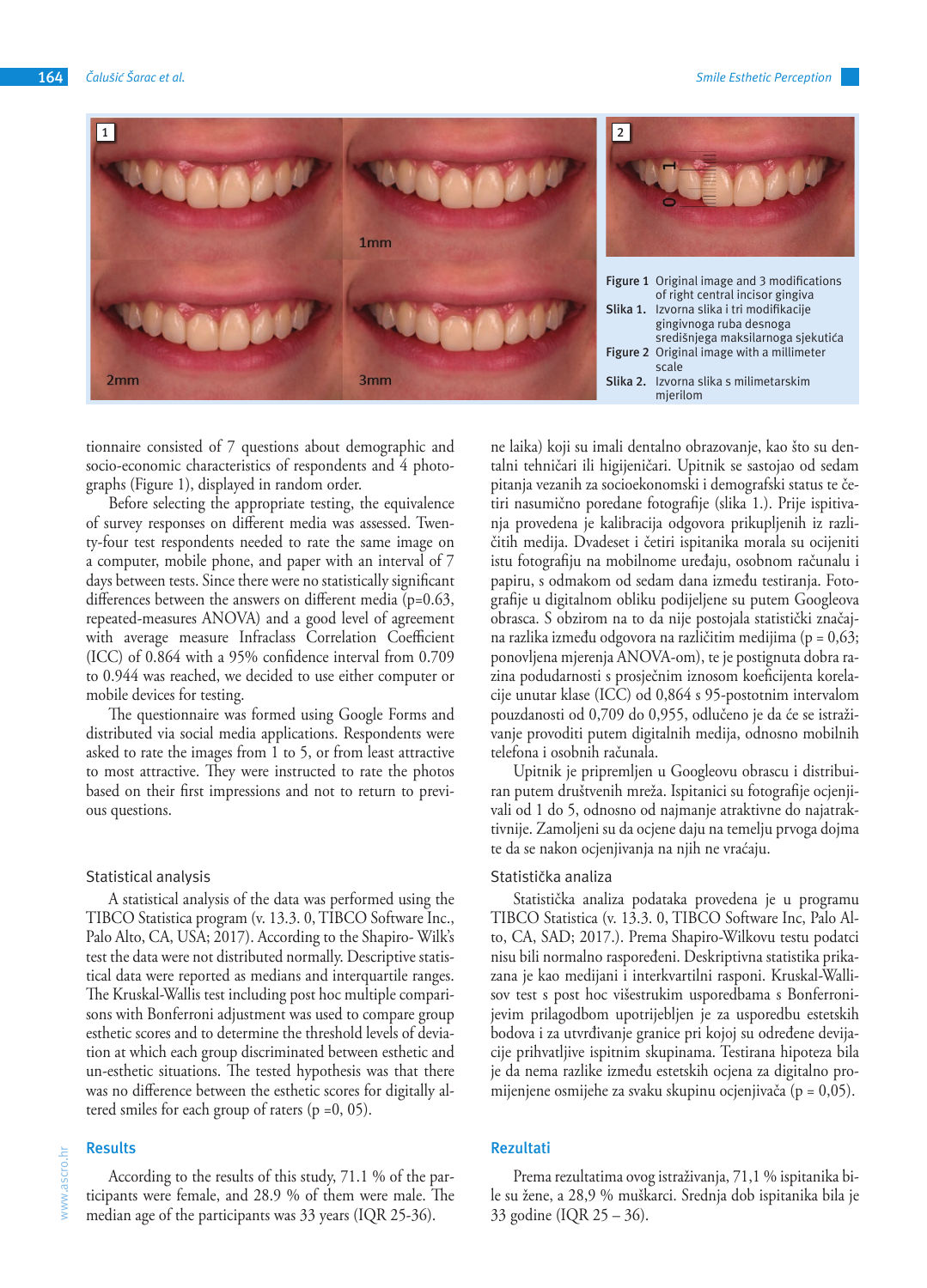1mm

2mm

3mm

Figure 1 Original image and 3 modifications of right central incisor gingiva

Slika 1. Izvorna slika i tri modifikacije gingivnoga ruba desnoga središnjega maksilarnoga sjekutića

Figure 2 Original image with a millimeter scale

Slika 2. Izvorna slika s milimetarskim mjerilom

tionnaire consisted of 7 questions about demographic and socio-economic characteristics of respondents and 4 photographs (Figure 1), displayed in random order.

Before selecting the appropriate testing, the equivalence of survey responses on different media was assessed. Twenty-four test respondents needed to rate the same image on a computer, mobile phone, and paper with an interval of 7 days between tests. Since there were no statistically significant differences between the answers on different media (p=0.63, repeated-measures ANOVA) and a good level of agreement with average measure Infraclass Correlation Coefficient (ICC) of 0.864 with a 95% confidence interval from 0.709 to 0.944 was reached, we decided to use either computer or mobile devices for testing.

The questionnaire was formed using Google Forms and distributed via social media applications. Respondents were asked to rate the images from 1 to 5, or from least attractive to most attractive. They were instructed to rate the photos based on their first impressions and not to return to previous questions.

## Statistical analysis

A statistical analysis of the data was performed using the TIBCO Statistica program (v. 13.3. 0, TIBCO Software Inc., Palo Alto, CA, USA; 2017). According to the Shapiro- Wilk's test the data were not distributed normally. Descriptive statistical data were reported as medians and interquartile ranges. The Kruskal-Wallis test including post hoc multiple comparisons with Bonferroni adjustment was used to compare group esthetic scores and to determine the threshold levels of deviation at which each group discriminated between esthetic and un-esthetic situations. The tested hypothesis was that there was no difference between the esthetic scores for digitally altered smiles for each group of raters (p =0, 05).

## Results

According to the results of this study, 71.1 % of the participants were female, and 28.9 % of them were male. The median age of the participants was 33 years (IQR 25-36).

ne laika) koji su imali dentalno obrazovanje, kao što su dentalni tehničari ili higijeničari. Upitnik se sastojao od sedam pitanja vezanih za socioekonomski i demografski status te četiri nasumično poredane fotografije (slika 1.). Prije ispitivanja provedena je kalibracija odgovora prikupljenih iz različitih medija. Dvadeset i četiri ispitanika morala su ocijeniti istu fotografiju na mobilnome uređaju, osobnom računalu i papiru, s odmakom od sedam dana između testiranja. Fotografije u digitalnom obliku podijeljene su putem Googleova obrasca. S obzirom na to da nije postojala statistički značajna razlika između odgovora na različitim medijima (p = 0,63; ponovljena mjerenja ANOVA-om), te je postignuta dobra razina podudarnosti s prosječnim iznosom koeficijenta korelacije unutar klase (ICC) od 0,864 s 95-postotnim intervalom pouzdanosti od 0,709 do 0,955, odlučeno je da će se istraživanje provoditi putem digitalnih medija, odnosno mobilnih telefona i osobnih računala.

Upitnik je pripremljen u Googleovu obrascu i distribuiran putem društvenih mreža. Ispitanici su fotografije ocjenjivali od 1 do 5, odnosno od najmanje atraktivne do najatraktivnije. Zamoljeni su da ocjene daju na temelju prvoga dojma te da se nakon ocjenjivanja na njih ne vraćaju.

## Statistička analiza

Statistička analiza podataka provedena je u programu TIBCO Statistica (v. 13.3. 0, TIBCO Software Inc, Palo Alto, CA, SAD; 2017.). Prema Shapiro-Wilkovu testu podatci nisu bili normalno raspoređeni. Deskriptivna statistika prikazana je kao medijani i interkvartilni rasponi. Kruskal-Wallisov test s post hoc višestrukim usporedbama s Bonferronijevim prilagodbom upotrijebljen je za usporedbu estetskih bodova i za utvrđivanje granice pri kojoj su određene devijacije prihvatljive ispitnim skupinama. Testirana hipoteza bila je da nema razlike između estetskih ocjena za digitalno promijenjene osmijehe za svaku skupinu ocjenjivača (p = 0,05).

## Rezultati

Prema rezultatima ovog istraživanja, 71,1 % ispitanika bile su žene, a 28,9 % muškarci. Srednja dob ispitanika bila je 33 godine (IQR 25 – 36).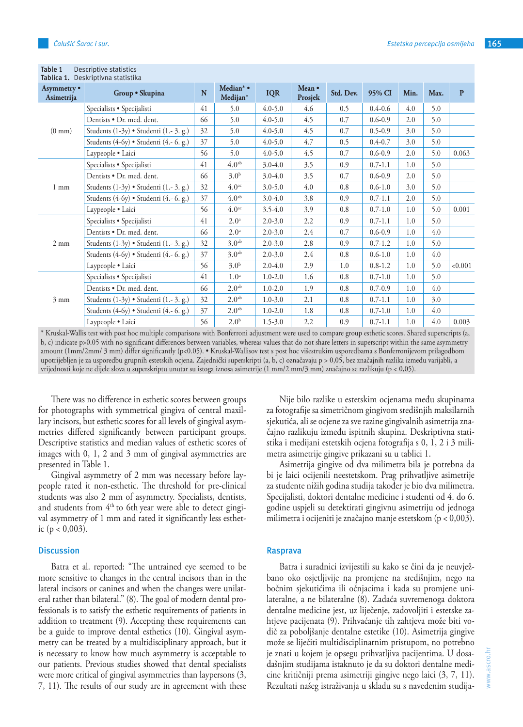Table 1 Descriptive statistics
Tablica 1. Deskriptivna statistika

| Asymmetry • Asimetrija | Group • Skupina | N | Median* • Medijan* | IQR | Mean • Prosjek | Std. Dev. | 95% CI | Min. | Max. | P |
|---|---|---|---|---|---|---|---|---|---|---|
| (0 mm) | Specialists • Specijalisti | 41 | 5.0 | 4.0-5.0 | 4.6 | 0.5 | 0.4-0.6 | 4.0 | 5.0 | |
| | Dentists • Dr. med. dent. | 66 | 5.0 | 4.0-5.0 | 4.5 | 0.7 | 0.6-0.9 | 2.0 | 5.0 | |
| | Students (1-3y) • Studenti (1.- 3. g.) | 32 | 5.0 | 4.0-5.0 | 4.5 | 0.7 | 0.5-0.9 | 3.0 | 5.0 | |
| | Students (4-6y) • Studenti (4.- 6. g.) | 37 | 5.0 | 4.0-5.0 | 4.7 | 0.5 | 0.4-0.7 | 3.0 | 5.0 | |
| | Laypeople • Laici | 56 | 5.0 | 4.0-5.0 | 4.5 | 0.7 | 0.6-0.9 | 2.0 | 5.0 | 0.063 |
| 1 mm | Specialists • Specijalisti | 41 | $4.0^{ab}$ | 3.0-4.0 | 3.5 | 0.9 | 0.7-1.1 | 1.0 | 5.0 | |
| | Dentists • Dr. med. dent. | 66 | $3.0^{b}$ | 3.0-4.0 | 3.5 | 0.7 | 0.6-0.9 | 2.0 | 5.0 | |
| | Students (1-3y) • Studenti (1.- 3. g.) | 32 | $4.0^{ac}$ | 3.0-5.0 | 4.0 | 0.8 | 0.6-1.0 | 3.0 | 5.0 | |
| | Students (4-6y) • Studenti (4.- 6. g.) | 37 | $4.0^{ab}$ | 3.0-4.0 | 3.8 | 0.9 | 0.7-1.1 | 2.0 | 5.0 | |
| | Laypeople • Laici | 56 | $4.0^{ac}$ | 3.5-4.0 | 3.9 | 0.8 | 0.7-1.0 | 1.0 | 5.0 | 0.001 |
| 2 mm | Specialists • Specijalisti | 41 | $2.0^{a}$ | 2.0-3.0 | 2.2 | 0.9 | 0.7-1.1 | 1.0 | 5.0 | |
| | Dentists • Dr. med. dent. | 66 | $2.0^{a}$ | 2.0-3.0 | 2.4 | 0.7 | 0.6-0.9 | 1.0 | 4.0 | |
| | Students (1-3y) • Studenti (1.- 3. g.) | 32 | $3.0^{ab}$ | 2.0-3.0 | 2.8 | 0.9 | 0.7-1.2 | 1.0 | 5.0 | |
| | Students (4-6y) • Studenti (4.- 6. g.) | 37 | $3.0^{ab}$ | 2.0-3.0 | 2.4 | 0.8 | 0.6-1.0 | 1.0 | 4.0 | |
| | Laypeople • Laici | 56 | $3.0^{b}$ | 2.0-4.0 | 2.9 | 1.0 | 0.8-1.2 | 1.0 | 5.0 | <0.001 |
| 3 mm | Specialists • Specijalisti | 41 | $1.0^{a}$ | 1.0-2.0 | 1.6 | 0.8 | 0.7-1.0 | 1.0 | 5.0 | |
| | Dentists • Dr. med. dent. | 66 | $2.0^{ab}$ | 1.0-2.0 | 1.9 | 0.8 | 0.7-0.9 | 1.0 | 4.0 | |
| | Students (1-3y) • Studenti (1.- 3. g.) | 32 | $2.0^{ab}$ | 1.0-3.0 | 2.1 | 0.8 | 0.7-1.1 | 1.0 | 3.0 | |
| | Students (4-6y) • Studenti (4.- 6. g.) | 37 | $2.0^{ab}$ | 1.0-2.0 | 1.8 | 0.8 | 0.7-1.0 | 1.0 | 4.0 | |
| | Laypeople • Laici | 56 | $2.0^{b}$ | 1.5-3.0 | 2.2 | 0.9 | 0.7-1.1 | 1.0 | 4.0 | 0.003 |

* Kruskal-Wallis test with post hoc multiple comparisons with Bonferroni adjustment were used to compare group esthetic scores. Shared superscripts (a, b, c) indicate p>0.05 with no significant differences between variables, whereas values that do not share letters in superscript within the same asymmetry amount (1mm/2mm/ 3 mm) differ significantly (p<0.05). • Kruskal-Wallisov test s post hoc višestrukim usporedbama s Bonferronijevom prilagodbom upotrijebljen je za usporedbu grupnih estetskih ocjena. Zajednički superskripti (a, b, c) označavaju p > 0,05, bez značajnih razlika između varijabli, a vrijednosti koje ne dijele slova u superskriptu unutar su istoga iznosa asimetrije (1 mm/2 mm/3 mm) značajno se razlikuju (p < 0,05).

There was no difference in esthetic scores between groups for photographs with symmetrical gingiva of central maxillary incisors, but esthetic scores for all levels of gingival asymmetries differed significantly between participant groups. Descriptive statistics and median values of esthetic scores of images with 0, 1, 2 and 3 mm of gingival asymmetries are presented in Table 1.

Gingival asymmetry of 2 mm was necessary before laypeople rated it non-esthetic. The threshold for pre-clinical students was also 2 mm of asymmetry. Specialists, dentists, and students from 4th to 6th year were able to detect gingival asymmetry of 1 mm and rated it significantly less esthetic ($p < 0,003$).

## Discussion

Batra et al. reported: "The untrained eye seemed to be more sensitive to changes in the central incisors than in the lateral incisors or canines and when the changes were unilateral rather than bilateral." (8). The goal of modern dental professionals is to satisfy the esthetic requirements of patients in addition to treatment (9). Accepting these requirements can be a guide to improve dental esthetics (10). Gingival asymmetry can be treated by a multidisciplinary approach, but it is necessary to know how much asymmetry is acceptable to our patients. Previous studies showed that dental specialists were more critical of gingival asymmetries than laypersons (3, 7, 11). The results of our study are in agreement with these

Nije bilo razlike u estetskim ocjenama među skupinama za fotografije sa simetričnom gingivom središnjih maksilarnih sjekutića, ali se ocjene za sve razine gingivalnih asimetrija značajno razlikuju između ispitnih skupina. Deskriptivna statistika i medijani estetskih ocjena fotografija s 0, 1, 2 i 3 milimetra asimetrije gingive prikazani su u tablici 1.

Asimetrija gingive od dva milimetra bila je potrebna da bi je laici ocijenili neestetskom. Prag prihvatljive asimetrije za studente nižih godina studija također je bio dva milimetra. Specijalisti, doktori dentalne medicine i studenti od 4. do 6. godine uspjeli su detektirati gingivnu asimetriju od jednoga milimetra i ocijeniti je značajno manje estetskom ($p < 0,003$).

## Rasprava

Batra i suradnici izvijestili su kako se čini da je neuvježbano oko osjetljivije na promjene na središnjim, nego na bočnim sjekutićima ili očnjacima i kada su promjene unilateralne, a ne bilateralne (8). Zadaća suvremenoga doktora dentalne medicine jest, uz liječenje, zadovoljiti i estetske zahtjeve pacijenata (9). Prihvaćanje tih zahtjeva može biti vodič za poboljšanje dentalne estetike (10). Asimetrija gingive može se liječiti multidisciplinarnim pristupom, no potrebno je znati u kojem je opsegu prihvatljiva pacijentima. U dosadašnjim studijama istaknuto je da su doktori dentalne medicine kritičniji prema asimetriji gingive nego laici (3, 7, 11). Rezultati našeg istraživanja u skladu su s navedenim studija-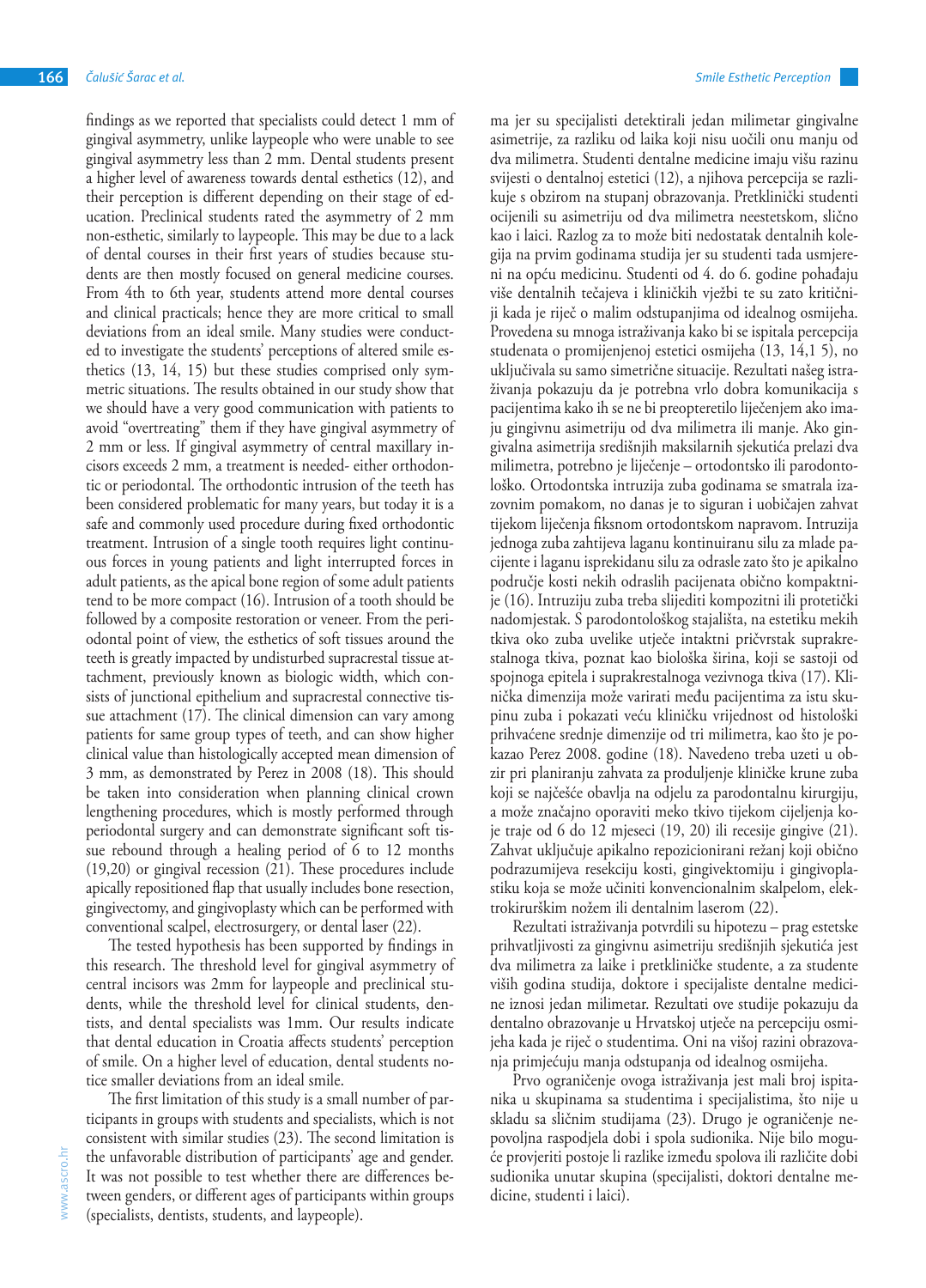findings as we reported that specialists could detect 1 mm of gingival asymmetry, unlike laypeople who were unable to see gingival asymmetry less than 2 mm. Dental students present a higher level of awareness towards dental esthetics (12), and their perception is different depending on their stage of education. Preclinical students rated the asymmetry of 2 mm non-esthetic, similarly to laypeople. This may be due to a lack of dental courses in their first years of studies because students are then mostly focused on general medicine courses. From 4th to 6th year, students attend more dental courses and clinical practicals; hence they are more critical to small deviations from an ideal smile. Many studies were conducted to investigate the students' perceptions of altered smile esthetics (13, 14, 15) but these studies comprised only symmetric situations. The results obtained in our study show that we should have a very good communication with patients to avoid "overtreating" them if they have gingival asymmetry of 2 mm or less. If gingival asymmetry of central maxillary incisors exceeds 2 mm, a treatment is needed- either orthodontic or periodontal. The orthodontic intrusion of the teeth has been considered problematic for many years, but today it is a safe and commonly used procedure during fixed orthodontic treatment. Intrusion of a single tooth requires light continuous forces in young patients and light interrupted forces in adult patients, as the apical bone region of some adult patients tend to be more compact (16). Intrusion of a tooth should be followed by a composite restoration or veneer. From the periodontal point of view, the esthetics of soft tissues around the teeth is greatly impacted by undisturbed supracrestal tissue attachment, previously known as biologic width, which consists of junctional epithelium and supracrestal connective tissue attachment (17). The clinical dimension can vary among patients for same group types of teeth, and can show higher clinical value than histologically accepted mean dimension of 3 mm, as demonstrated by Perez in 2008 (18). This should be taken into consideration when planning clinical crown lengthening procedures, which is mostly performed through periodontal surgery and can demonstrate significant soft tissue rebound through a healing period of 6 to 12 months (19,20) or gingival recession (21). These procedures include apically repositioned flap that usually includes bone resection, gingivectomy, and gingivoplasty which can be performed with conventional scalpel, electrosurgery, or dental laser (22).

The tested hypothesis has been supported by findings in this research. The threshold level for gingival asymmetry of central incisors was 2mm for laypeople and preclinical students, while the threshold level for clinical students, dentists, and dental specialists was 1mm. Our results indicate that dental education in Croatia affects students' perception of smile. On a higher level of education, dental students notice smaller deviations from an ideal smile.

The first limitation of this study is a small number of participants in groups with students and specialists, which is not consistent with similar studies (23). The second limitation is the unfavorable distribution of participants' age and gender. It was not possible to test whether there are differences between genders, or different ages of participants within groups (specialists, dentists, students, and laypeople).

ma jer su specijalisti detektirali jedan milimetar gingivalne asimetrije, za razliku od laika koji nisu uočili onu manju od dva milimetra. Studenti dentalne medicine imaju višu razinu svijesti o dentalnoj estetici (12), a njihova percepcija se razlikuje s obzirom na stupanj obrazovanja. Pretklinički studenti ocijenili su asimetriju od dva milimetra neestetskom, slično kao i laici. Razlog za to može biti nedostatak dentalnih kolegija na prvim godinama studija jer su studenti tada usmjereni na opću medicinu. Studenti od 4. do 6. godine pohađaju više dentalnih tečajeva i kliničkih vježbi te su zato kritičniji kada je riječ o malim odstupanjima od idealnog osmijeha. Provedena su mnoga istraživanja kako bi se ispitala percepcija studenata o promijenjenoj estetici osmijeha (13, 14,1 5), no uključivala su samo simetrične situacije. Rezultati našeg istraživanja pokazuju da je potrebna vrlo dobra komunikacija s pacijentima kako ih se ne bi preopteretilo liječenjem ako imaju gingivnu asimetriju od dva milimetra ili manje. Ako gingivalna asimetrija središnjih maksilarnih sjekutića prelazi dva milimetra, potrebno je liječenje – ortodontsko ili parodontološko. Ortodontska intruzija zuba godinama se smatrala izazovnim pomakom, no danas je to siguran i uobičajen zahvat tijekom liječenja fiksnom ortodontskom napravom. Intruzija jednoga zuba zahtijeva laganu kontinuiranu silu za mlade pacijente i laganu isprekidanu silu za odrasle zato što je apikalno područje kosti nekih odraslih pacijenata obično kompaktnije (16). Intruziju zuba treba slijediti kompozitni ili protetički nadomjestak. S parodontološkog stajališta, na estetiku mekih tkiva oko zuba uvelike utječe intaktni pričvrstak suprakrestalnoga tkiva, poznat kao biološka širina, koji se sastoji od spojnoga epitela i suprakrestalnoga vezivnoga tkiva (17). Klinička dimenzija može varirati među pacijentima za istu skupinu zuba i pokazati veću kliničku vrijednost od histološki prihvaćene srednje dimenzije od tri milimetra, kao što je pokazao Perez 2008. godine (18). Navedeno treba uzeti u obzir pri planiranju zahvata za produljenje kliničke krune zuba koji se najčešće obavlja na odjelu za parodontalnu kirurgiju, a može značajno oporaviti meko tkivo tijekom cijeljenja koje traje od 6 do 12 mjeseci (19, 20) ili recesije gingive (21). Zahvat uključuje apikalno repozicionirani režanj koji obično podrazumijeva resekciju kosti, gingivektomiju i gingivoplastiku koja se može učiniti konvencionalnim skalpelom, elektrokirurškim nožem ili dentalnim laserom (22).

Rezultati istraživanja potvrdili su hipotezu – prag estetske prihvatljivosti za gingivnu asimetriju središnjih sjekutića jest dva milimetra za laike i pretkliničke studente, a za studente viših godina studija, doktore i specijaliste dentalne medicine iznosi jedan milimetar. Rezultati ove studije pokazuju da dentalno obrazovanje u Hrvatskoj utječe na percepciju osmijeha kada je riječ o studentima. Oni na višoj razini obrazovanja primjećuju manja odstupanja od idealnog osmijeha.

Prvo ograničenje ovoga istraživanja jest mali broj ispitanika u skupinama sa studentima i specijalistima, što nije u skladu sa sličnim studijama (23). Drugo je ograničenje nepovoljna raspodjela dobi i spola sudionika. Nije bilo moguće provjeriti postoje li razlike između spolova ili različite dobi sudionika unutar skupina (specijalisti, doktori dentalne medicine, studenti i laici).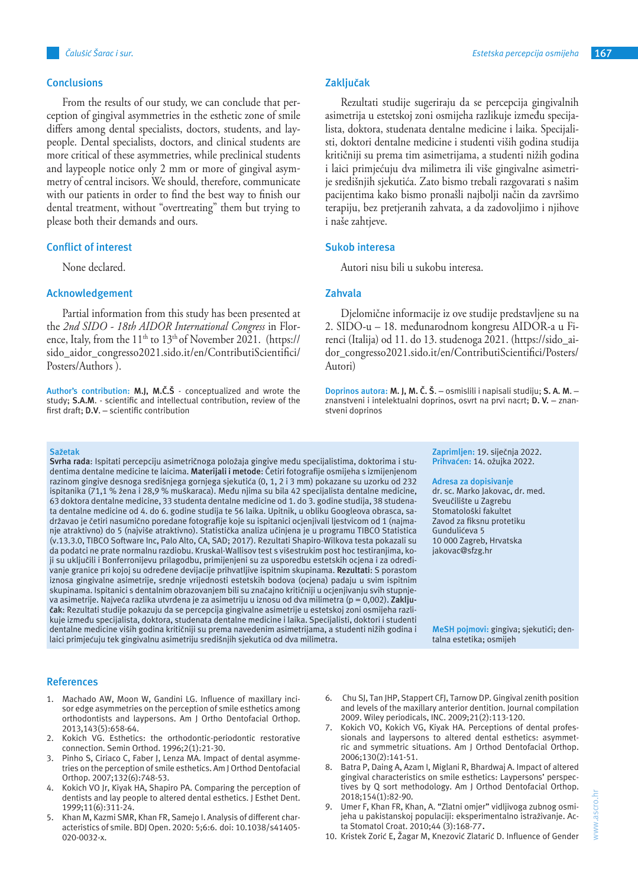## Conclusions

From the results of our study, we can conclude that perception of gingival asymmetries in the esthetic zone of smile differs among dental specialists, doctors, students, and laypeople. Dental specialists, doctors, and clinical students are more critical of these asymmetries, while preclinical students and laypeople notice only 2 mm or more of gingival asymmetry of central incisors. We should, therefore, communicate with our patients in order to find the best way to finish our dental treatment, without "overtreating" them but trying to please both their demands and ours.

## Conflict of interest

None declared.

## Acknowledgement

Partial information from this study has been presented at the *2nd SIDO - 18th AIDOR International Congress* in Florence, Italy, from the 11th to 13th of November 2021. (https://sido_aidor_congresso2021.sido.it/en/ContributiScientifici/Posters/Authors ).

**Author's contribution:** **M.J, M.Č.Š** - conceptualized and wrote the study; **S.A.M**. - scientific and intellectual contribution, review of the first draft; **D.V.** – scientific contribution

## Zaključak

Rezultati studije sugeriraju da se percepcija gingivalnih asimetrija u estetskoj zoni osmijeha razlikuje između specijalista, doktora, studenata dentalne medicine i laika. Specijalisti, doktori dentalne medicine i studenti viših godina studija kritičniji su prema tim asimetrijama, a studenti nižih godina i laici primjećuju dva milimetra ili više gingivalne asimetrije središnjih sjekutića. Zato bismo trebali razgovarati s našim pacijentima kako bismo pronašli najbolji način da završimo terapiju, bez pretjeranih zahvata, a da zadovoljimo i njihove i naše zahtjeve.

## Sukob interesa

Autori nisu bili u sukobu interesa.

## Zahvala

Djelomične informacije iz ove studije predstavljene su na 2. SIDO-u – 18. međunarodnom kongresu AIDOR-a u Firenci (Italija) od 11. do 13. studenoga 2021. (https://sido_aidor_congresso2021.sido.it/en/ContributiScientifici/Posters/Autori)

**Doprinos autora:** **M. J, M. Č. Š.** – osmislili i napisali studiju; **S. A. M.** – znanstveni i intelektualni doprinos, osvrt na prvi nacrt; **D. V.** – znanstveni doprinos

**Sažetak**

**Svrha rada**: Ispitati percepciju asimetričnoga položaja gingive među specijalistima, doktorima i studentima dentalne medicine te laicima. **Materijali i metode**: Četiri fotografije osmijeha s izmijenjenom razinom gingive desnoga središnjega gornjega sjekutića (0, 1, 2 i 3 mm) pokazane su uzorku od 232 ispitanika (71,1 % žena i 28,9 % muškaraca). Među njima su bila 42 specijalista dentalne medicine, 63 doktora dentalne medicine, 33 studenta dentalne medicine od 1. do 3. godine studija, 38 studenata dentalne medicine od 4. do 6. godine studija te 56 laika. Upitnik, u obliku Googleova obrasca, sadržavao je četiri nasumično poredane fotografije koje su ispitanici ocjenjivali ljestvicom od 1 (najmanje atraktivno) do 5 (najviše atraktivno). Statistička analiza učinjena je u programu TIBCO Statistica (v.13.3.0, TIBCO Software Inc, Palo Alto, CA, SAD; 2017). Rezultati Shapiro-Wilkova testa pokazali su da podatci ne prate normalnu razdiobu. Kruskal-Wallisov test s višestrukim post hoc testiranjima, koji su uključili i Bonferronijevu prilagodbu, primijenjeni su za usporedbu estetskih ocjena i za određivanje granice pri kojoj su određene devijacije prihvatljive ispitnim skupinama. **Rezultati**: S porastom iznosa gingivalne asimetrije, srednje vrijednosti estetskih bodova (ocjena) padaju u svim ispitnim skupinama. Ispitanici s dentalnim obrazovanjem bili su značajno kritičniji u ocjenjivanju svih stupnjeva asimetrije. Najveća razlika utvrđena je za asimetriju u iznosu od dva milimetra (p = 0,002). **Zaključak**: Rezultati studije pokazuju da se percepcija gingivalne asimetrije u estetskoj zoni osmijeha razlikuje između specijalista, doktora, studenata dentalne medicine i laika. Specijalisti, doktori i studenti dentalne medicine viših godina kritičniji su prema navedenim asimetrijama, a studenti nižih godina i laici primjećuju tek gingivalnu asimetriju središnjih sjekutića od dva milimetra.

**Zaprimljen:** 19. siječnja 2022.
**Prihvaćen:** 14. ožujka 2022.

**Adresa za dopisivanje**
dr. sc. Marko Jakovac, dr. med.
Sveučilište u Zagrebu
Stomatološki fakultet
Zavod za fiksnu protetiku
Gundulićeva 5
10 000 Zagreb, Hrvatska
jakovac@sfzg.hr

**MeSH pojmovi:** gingiva; sjekutići; dentalna estetika; osmijeh

## References

1. Machado AW, Moon W, Gandini LG. Influence of maxillary incisor edge asymmetries on the perception of smile esthetics among orthodontists and laypersons. Am J Ortho Dentofacial Orthop. 2013,143(5):658-64.
2. Kokich VG. Esthetics: the orthodontic-periodontic restorative connection. Semin Orthod. 1996;2(1):21-30.
3. Pinho S, Ciriaco C, Faber J, Lenza MA. Impact of dental asymmetries on the perception of smile esthetics. Am J Orthod Dentofacial Orthop. 2007;132(6):748-53.
4. Kokich VO Jr, Kiyak HA, Shapiro PA. Comparing the perception of dentists and lay people to altered dental esthetics. J Esthet Dent. 1999;11(6):311-24.
5. Khan M, Kazmi SMR, Khan FR, Samejo I. Analysis of different characteristics of smile. BDJ Open. 2020: 5;6:6. doi: 10.1038/s41405-020-0032-x.
6. Chu SJ, Tan JHP, Stappert CFJ, Tarnow DP. Gingival zenith position and levels of the maxillary anterior dentition. Journal compilation 2009. Wiley periodicals, INC. 2009;21(2):113-120.
7. Kokich VO, Kokich VG, Kiyak HA. Perceptions of dental professionals and laypersons to altered dental esthetics: asymmetric and symmetric situations. Am J Orthod Dentofacial Orthop. 2006;130(2):141-51.
8. Batra P, Daing A, Azam I, Miglani R, Bhardwaj A. Impact of altered gingival characteristics on smile esthetics: Laypersons' perspectives by Q sort methodology. Am J Orthod Dentofacial Orthop. 2018;154(1):82-90.
9. Umer F, Khan FR, Khan, A. "Zlatni omjer" vidljivoga zubnog osmijeha u pakistanskoj populaciji: eksperimentalno istraživanje. Acta Stomatol Croat. 2010;44 (3):168-77.
10. Kristek Zorić E, Žagar M, Knezović Zlatarić D. Influence of Gender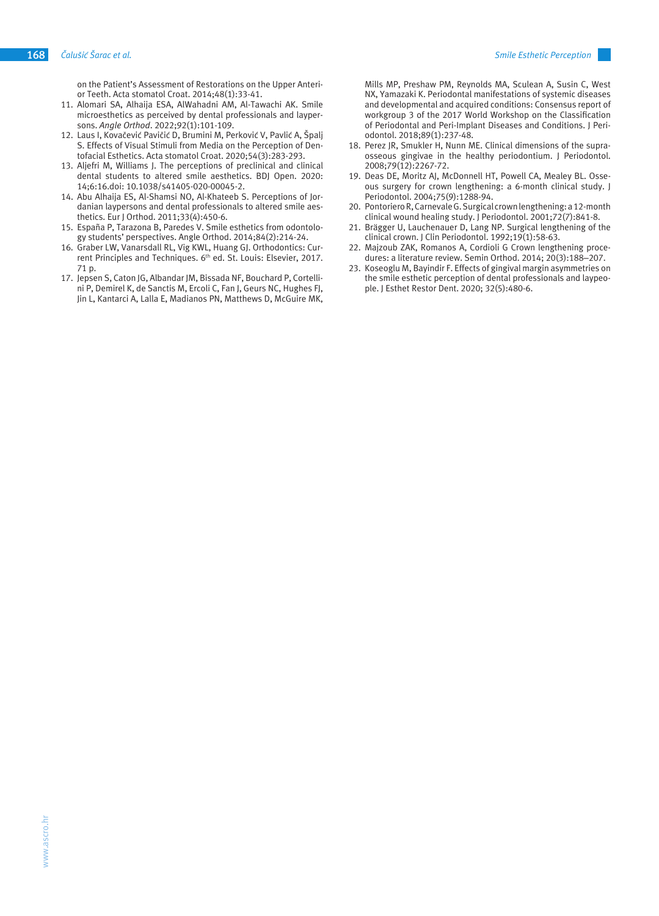on the Patient's Assessment of Restorations on the Upper Anterior Teeth. Acta stomatol Croat. 2014;48(1):33-41.

11. Alomari SA, Alhaija ESA, AlWahadni AM, Al-Tawachi AK. Smile microesthetics as perceived by dental professionals and laypersons. *Angle Orthod*. 2022;92(1):101-109.
12. Laus I, Kovačević Pavičić D, Brumini M, Perković V, Pavlić A, Špalj S. Effects of Visual Stimuli from Media on the Perception of Dentofacial Esthetics. Acta stomatol Croat. 2020;54(3):283-293.
13. Aljefri M, Williams J. The perceptions of preclinical and clinical dental students to altered smile aesthetics. BDJ Open. 2020: 14;6:16.doi: 10.1038/s41405-020-00045-2.
14. Abu Alhaija ES, Al-Shamsi NO, Al-Khateeb S. Perceptions of Jordanian laypersons and dental professionals to altered smile aesthetics. Eur J Orthod. 2011;33(4):450-6.
15. España P, Tarazona B, Paredes V. Smile esthetics from odontology students' perspectives. Angle Orthod. 2014;84(2):214-24.
16. Graber LW, Vanarsdall RL, Vig KWL, Huang GJ. Orthodontics: Current Principles and Techniques. 6th ed. St. Louis: Elsevier, 2017. 71 p.
17. Jepsen S, Caton JG, Albandar JM, Bissada NF, Bouchard P, Cortellini P, Demirel K, de Sanctis M, Ercoli C, Fan J, Geurs NC, Hughes FJ, Jin L, Kantarci A, Lalla E, Madianos PN, Matthews D, McGuire MK, Mills MP, Preshaw PM, Reynolds MA, Sculean A, Susin C, West NX, Yamazaki K. Periodontal manifestations of systemic diseases and developmental and acquired conditions: Consensus report of workgroup 3 of the 2017 World Workshop on the Classification of Periodontal and Peri-Implant Diseases and Conditions. J Periodontol. 2018;89(1):237-48.
18. Perez JR, Smukler H, Nunn ME. Clinical dimensions of the supraosseous gingivae in the healthy periodontium. J Periodontol. 2008;79(12):2267-72.
19. Deas DE, Moritz AJ, McDonnell HT, Powell CA, Mealey BL. Osseous surgery for crown lengthening: a 6-month clinical study. J Periodontol. 2004;75(9):1288-94.
20. Pontoriero R, Carnevale G. Surgical crown lengthening: a 12-month clinical wound healing study. J Periodontol. 2001;72(7):841-8.
21. Brägger U, Lauchenauer D, Lang NP. Surgical lengthening of the clinical crown. J Clin Periodontol. 1992;19(1):58-63.
22. Majzoub ZAK, Romanos A, Cordioli G Crown lengthening procedures: a literature review. Semin Orthod. 2014; 20(3):188–207.
23. Koseoglu M, Bayindir F. Effects of gingival margin asymmetries on the smile esthetic perception of dental professionals and laypeople. J Esthet Restor Dent. 2020; 32(5):480-6.